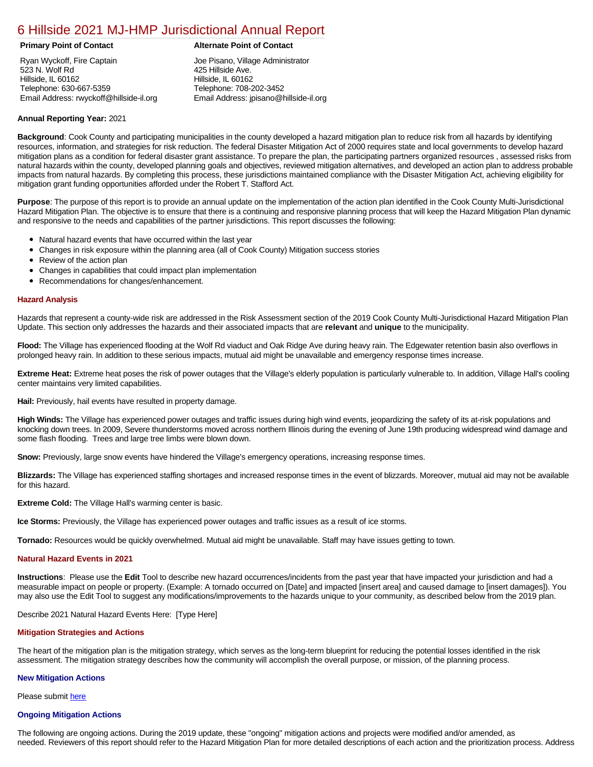# 6 Hillside 2021 MJ-HMP Jurisdictional Annual Report

**Primary Point of Contact**

Ryan Wyckoff, Fire Captain
523 N. Wolf Rd
Hillside, IL 60162
Telephone: 630-667-5359
Email Address: rwyckoff@hillside-il.org

**Alternate Point of Contact**

Joe Pisano, Village Administrator
425 Hillside Ave.
Hillside, IL 60162
Telephone: 708-202-3452
Email Address: jpisano@hillside-il.org

**Annual Reporting Year:** 2021

**Background**: Cook County and participating municipalities in the county developed a hazard mitigation plan to reduce risk from all hazards by identifying resources, information, and strategies for risk reduction. The federal Disaster Mitigation Act of 2000 requires state and local governments to develop hazard mitigation plans as a condition for federal disaster grant assistance. To prepare the plan, the participating partners organized resources , assessed risks from natural hazards within the county, developed planning goals and objectives, reviewed mitigation alternatives, and developed an action plan to address probable impacts from natural hazards. By completing this process, these jurisdictions maintained compliance with the Disaster Mitigation Act, achieving eligibility for mitigation grant funding opportunities afforded under the Robert T. Stafford Act.

**Purpose**: The purpose of this report is to provide an annual update on the implementation of the action plan identified in the Cook County Multi-Jurisdictional Hazard Mitigation Plan. The objective is to ensure that there is a continuing and responsive planning process that will keep the Hazard Mitigation Plan dynamic and responsive to the needs and capabilities of the partner jurisdictions. This report discusses the following:

- Natural hazard events that have occurred within the last year
- Changes in risk exposure within the planning area (all of Cook County) Mitigation success stories
- Review of the action plan
- Changes in capabilities that could impact plan implementation
- Recommendations for changes/enhancement.

### Hazard Analysis

Hazards that represent a county-wide risk are addressed in the Risk Assessment section of the 2019 Cook County Multi-Jurisdictional Hazard Mitigation Plan Update. This section only addresses the hazards and their associated impacts that are **relevant** and **unique** to the municipality.

**Flood:** The Village has experienced flooding at the Wolf Rd viaduct and Oak Ridge Ave during heavy rain. The Edgewater retention basin also overflows in prolonged heavy rain. In addition to these serious impacts, mutual aid might be unavailable and emergency response times increase.

**Extreme Heat:** Extreme heat poses the risk of power outages that the Village's elderly population is particularly vulnerable to. In addition, Village Hall's cooling center maintains very limited capabilities.

**Hail:** Previously, hail events have resulted in property damage.

**High Winds:** The Village has experienced power outages and traffic issues during high wind events, jeopardizing the safety of its at-risk populations and knocking down trees. In 2009, Severe thunderstorms moved across northern Illinois during the evening of June 19th producing widespread wind damage and some flash flooding. Trees and large tree limbs were blown down.

**Snow:** Previously, large snow events have hindered the Village's emergency operations, increasing response times.

**Blizzards:** The Village has experienced staffing shortages and increased response times in the event of blizzards. Moreover, mutual aid may not be available for this hazard.

**Extreme Cold:** The Village Hall's warming center is basic.

**Ice Storms:** Previously, the Village has experienced power outages and traffic issues as a result of ice storms.

**Tornado:** Resources would be quickly overwhelmed. Mutual aid might be unavailable. Staff may have issues getting to town.

### Natural Hazard Events in 2021

**Instructions**: Please use the **Edit** Tool to describe new hazard occurrences/incidents from the past year that have impacted your jurisdiction and had a measurable impact on people or property. (Example: A tornado occurred on [Date] and impacted [insert area] and caused damage to [insert damages]). You may also use the Edit Tool to suggest any modifications/improvements to the hazards unique to your community, as described below from the 2019 plan.

Describe 2021 Natural Hazard Events Here: [Type Here]

### Mitigation Strategies and Actions

The heart of the mitigation plan is the mitigation strategy, which serves as the long-term blueprint for reducing the potential losses identified in the risk assessment. The mitigation strategy describes how the community will accomplish the overall purpose, or mission, of the planning process.

#### New Mitigation Actions

Please submit here

#### Ongoing Mitigation Actions

The following are ongoing actions. During the 2019 update, these "ongoing" mitigation actions and projects were modified and/or amended, as needed. Reviewers of this report should refer to the Hazard Mitigation Plan for more detailed descriptions of each action and the prioritization process. Address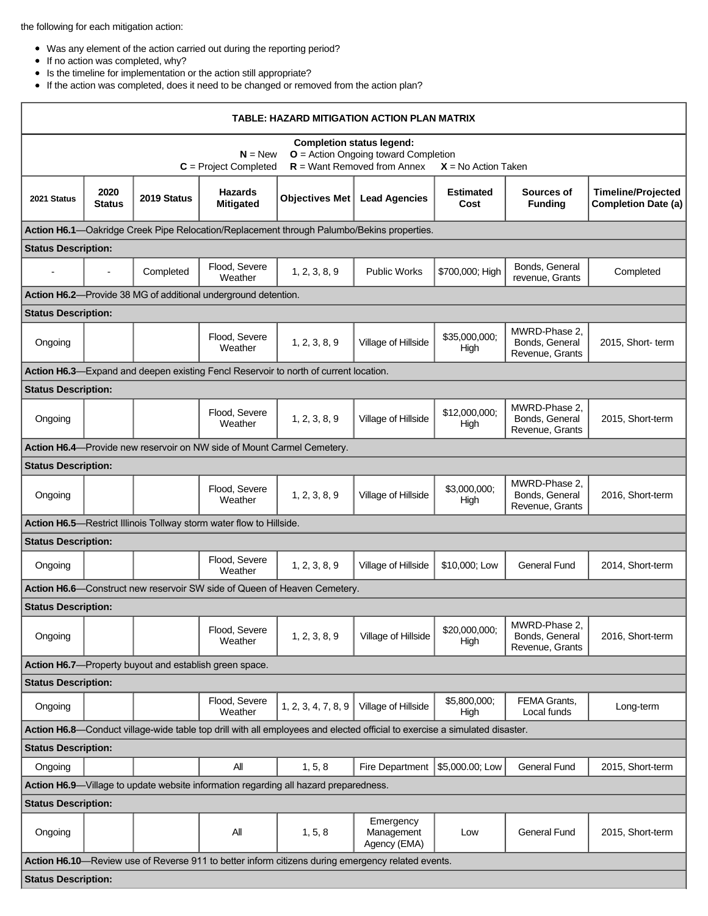the following for each mitigation action:

- Was any element of the action carried out during the reporting period?
- If no action was completed, why?
- Is the timeline for implementation or the action still appropriate?
- If the action was completed, does it need to be changed or removed from the action plan?

**TABLE: HAZARD MITIGATION ACTION PLAN MATRIX**

**Completion status legend:**
**N** = New **O** = Action Ongoing toward Completion
**C** = Project Completed **R** = Want Removed from Annex **X** = No Action Taken

| 2021 Status | 2020 Status | 2019 Status | Hazards Mitigated | Objectives Met | Lead Agencies | Estimated Cost | Sources of Funding | Timeline/Projected Completion Date (a) |
|---|---|---|---|---|---|---|---|---|
| **Action H6.1**—Oakridge Creek Pipe Relocation/Replacement through Palumbo/Bekins properties. | | | | | | | | |
| **Status Description:** | | | | | | | | |
| - | - | Completed | Flood, Severe Weather | 1, 2, 3, 8, 9 | Public Works | $700,000; High | Bonds, General revenue, Grants | Completed |
| **Action H6.2**—Provide 38 MG of additional underground detention. | | | | | | | | |
| **Status Description:** | | | | | | | | |
| Ongoing | | | Flood, Severe Weather | 1, 2, 3, 8, 9 | Village of Hillside | $35,000,000; High | MWRD-Phase 2, Bonds, General Revenue, Grants | 2015, Short- term |
| **Action H6.3**—Expand and deepen existing Fencl Reservoir to north of current location. | | | | | | | | |
| **Status Description:** | | | | | | | | |
| Ongoing | | | Flood, Severe Weather | 1, 2, 3, 8, 9 | Village of Hillside | $12,000,000; High | MWRD-Phase 2, Bonds, General Revenue, Grants | 2015, Short-term |
| **Action H6.4**—Provide new reservoir on NW side of Mount Carmel Cemetery. | | | | | | | | |
| **Status Description:** | | | | | | | | |
| Ongoing | | | Flood, Severe Weather | 1, 2, 3, 8, 9 | Village of Hillside | $3,000,000; High | MWRD-Phase 2, Bonds, General Revenue, Grants | 2016, Short-term |
| **Action H6.5**—Restrict Illinois Tollway storm water flow to Hillside. | | | | | | | | |
| **Status Description:** | | | | | | | | |
| Ongoing | | | Flood, Severe Weather | 1, 2, 3, 8, 9 | Village of Hillside | $10,000; Low | General Fund | 2014, Short-term |
| **Action H6.6**—Construct new reservoir SW side of Queen of Heaven Cemetery. | | | | | | | | |
| **Status Description:** | | | | | | | | |
| Ongoing | | | Flood, Severe Weather | 1, 2, 3, 8, 9 | Village of Hillside | $20,000,000; High | MWRD-Phase 2, Bonds, General Revenue, Grants | 2016, Short-term |
| **Action H6.7**—Property buyout and establish green space. | | | | | | | | |
| **Status Description:** | | | | | | | | |
| Ongoing | | | Flood, Severe Weather | 1, 2, 3, 4, 7, 8, 9 | Village of Hillside | $5,800,000; High | FEMA Grants, Local funds | Long-term |
| **Action H6.8**—Conduct village-wide table top drill with all employees and elected official to exercise a simulated disaster. | | | | | | | | |
| **Status Description:** | | | | | | | | |
| Ongoing | | | All | 1, 5, 8 | Fire Department | $5,000.00; Low | General Fund | 2015, Short-term |
| **Action H6.9**—Village to update website information regarding all hazard preparedness. | | | | | | | | |
| **Status Description:** | | | | | | | | |
| Ongoing | | | All | 1, 5, 8 | Emergency Management Agency (EMA) | Low | General Fund | 2015, Short-term |
| **Action H6.10**—Review use of Reverse 911 to better inform citizens during emergency related events. | | | | | | | | |
| **Status Description:** | | | | | | | | |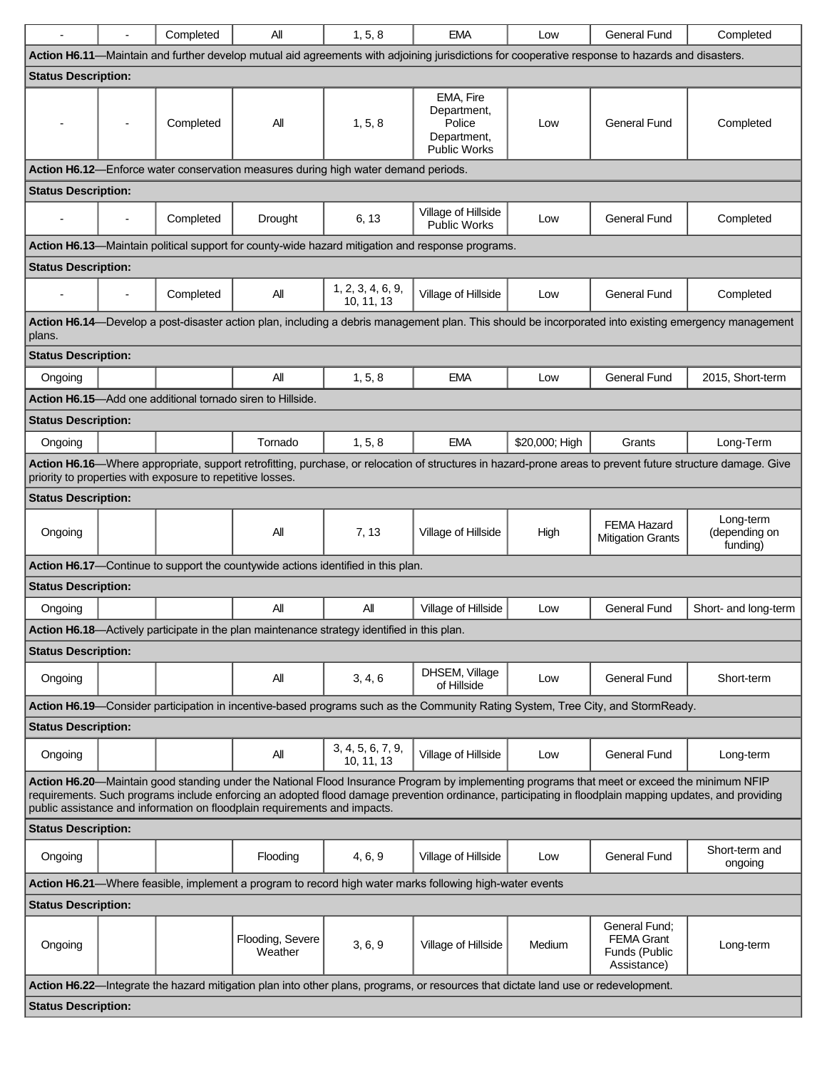| - | - | Completed | All | 1, 5, 8 | EMA | Low | General Fund | Completed |
|---|---|---|---|---|---|---|---|---|
| **Action H6.11**—Maintain and further develop mutual aid agreements with adjoining jurisdictions for cooperative response to hazards and disasters. | | | | | | | | |
| **Status Description:** | | | | | | | | |
| - | - | Completed | All | 1, 5, 8 | EMA, Fire Department, Police Department, Public Works | Low | General Fund | Completed |
| **Action H6.12**—Enforce water conservation measures during high water demand periods. | | | | | | | | |
| **Status Description:** | | | | | | | | |
| - | - | Completed | Drought | 6, 13 | Village of Hillside Public Works | Low | General Fund | Completed |
| **Action H6.13**—Maintain political support for county-wide hazard mitigation and response programs. | | | | | | | | |
| **Status Description:** | | | | | | | | |
| - | - | Completed | All | 1, 2, 3, 4, 6, 9, 10, 11, 13 | Village of Hillside | Low | General Fund | Completed |
| **Action H6.14**—Develop a post-disaster action plan, including a debris management plan. This should be incorporated into existing emergency management plans. | | | | | | | | |
| **Status Description:** | | | | | | | | |
| Ongoing | | | All | 1, 5, 8 | EMA | Low | General Fund | 2015, Short-term |
| **Action H6.15**—Add one additional tornado siren to Hillside. | | | | | | | | |
| **Status Description:** | | | | | | | | |
| Ongoing | | | Tornado | 1, 5, 8 | EMA | $20,000; High | Grants | Long-Term |
| **Action H6.16**—Where appropriate, support retrofitting, purchase, or relocation of structures in hazard-prone areas to prevent future structure damage. Give priority to properties with exposure to repetitive losses. | | | | | | | | |
| **Status Description:** | | | | | | | | |
| Ongoing | | | All | 7, 13 | Village of Hillside | High | FEMA Hazard Mitigation Grants | Long-term (depending on funding) |
| **Action H6.17**—Continue to support the countywide actions identified in this plan. | | | | | | | | |
| **Status Description:** | | | | | | | | |
| Ongoing | | | All | All | Village of Hillside | Low | General Fund | Short- and long-term |
| **Action H6.18**—Actively participate in the plan maintenance strategy identified in this plan. | | | | | | | | |
| **Status Description:** | | | | | | | | |
| Ongoing | | | All | 3, 4, 6 | DHSEM, Village of Hillside | Low | General Fund | Short-term |
| **Action H6.19**—Consider participation in incentive-based programs such as the Community Rating System, Tree City, and StormReady. | | | | | | | | |
| **Status Description:** | | | | | | | | |
| Ongoing | | | All | 3, 4, 5, 6, 7, 9, 10, 11, 13 | Village of Hillside | Low | General Fund | Long-term |
| **Action H6.20**—Maintain good standing under the National Flood Insurance Program by implementing programs that meet or exceed the minimum NFIP requirements. Such programs include enforcing an adopted flood damage prevention ordinance, participating in floodplain mapping updates, and providing public assistance and information on floodplain requirements and impacts. | | | | | | | | |
| **Status Description:** | | | | | | | | |
| Ongoing | | | Flooding | 4, 6, 9 | Village of Hillside | Low | General Fund | Short-term and ongoing |
| **Action H6.21**—Where feasible, implement a program to record high water marks following high-water events | | | | | | | | |
| **Status Description:** | | | | | | | | |
| Ongoing | | | Flooding, Severe Weather | 3, 6, 9 | Village of Hillside | Medium | General Fund; FEMA Grant Funds (Public Assistance) | Long-term |
| **Action H6.22**—Integrate the hazard mitigation plan into other plans, programs, or resources that dictate land use or redevelopment. | | | | | | | | |
| **Status Description:** | | | | | | | | |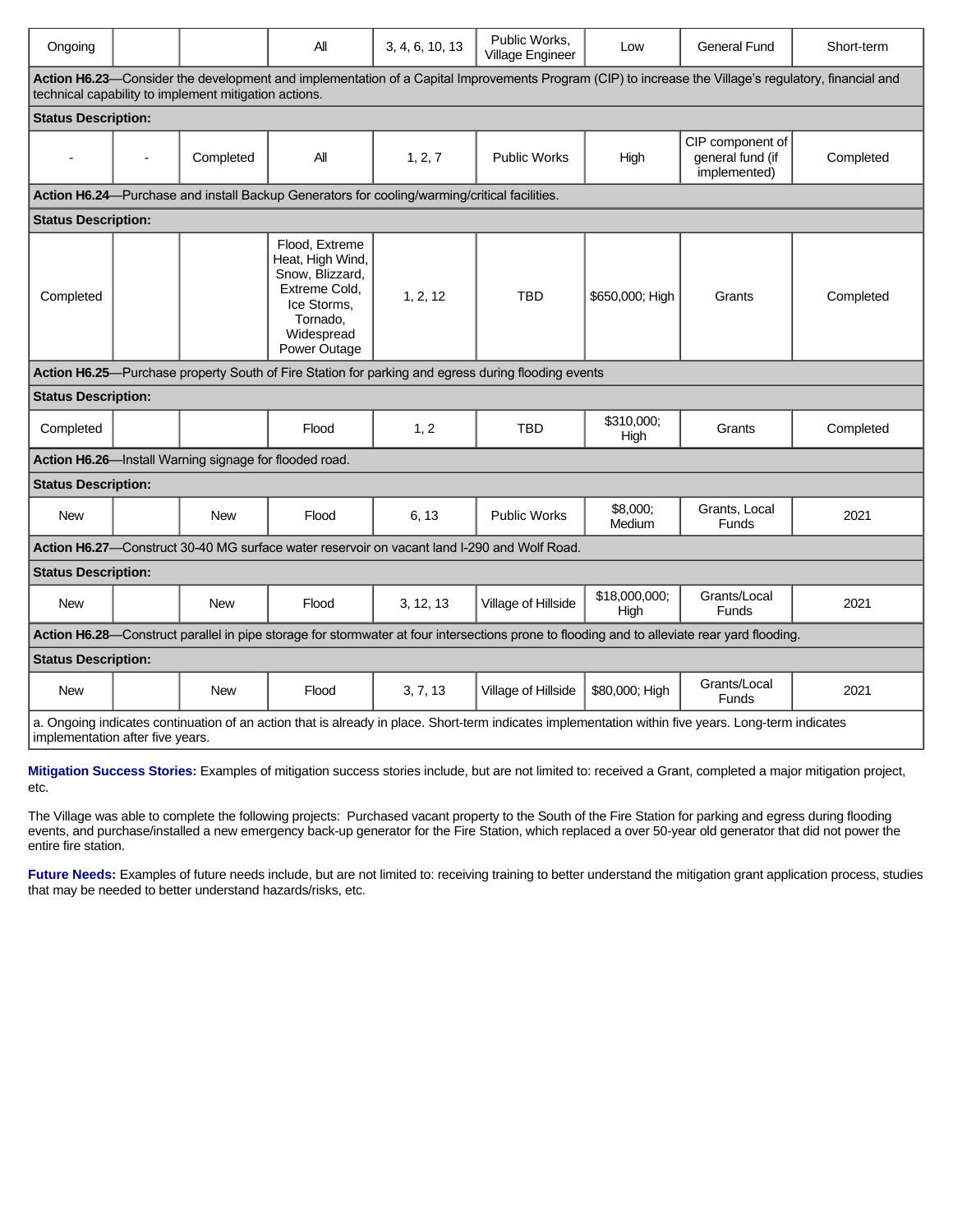| | | | | | | | | |
|---|---|---|---|---|---|---|---|---|
| Ongoing | | | All | 3, 4, 6, 10, 13 | Public Works, Village Engineer | Low | General Fund | Short-term |
| **Action H6.23**—Consider the development and implementation of a Capital Improvements Program (CIP) to increase the Village's regulatory, financial and technical capability to implement mitigation actions. | | | | | | | | |
| **Status Description:** | | | | | | | | |
| - | - | Completed | All | 1, 2, 7 | Public Works | High | CIP component of general fund (if implemented) | Completed |
| **Action H6.24**—Purchase and install Backup Generators for cooling/warming/critical facilities. | | | | | | | | |
| **Status Description:** | | | | | | | | |
| Completed | | | Flood, Extreme Heat, High Wind, Snow, Blizzard, Extreme Cold, Ice Storms, Tornado, Widespread Power Outage | 1, 2, 12 | TBD | $650,000; High | Grants | Completed |
| **Action H6.25**—Purchase property South of Fire Station for parking and egress during flooding events | | | | | | | | |
| **Status Description:** | | | | | | | | |
| Completed | | | Flood | 1, 2 | TBD | $310,000; High | Grants | Completed |
| **Action H6.26**—Install Warning signage for flooded road. | | | | | | | | |
| **Status Description:** | | | | | | | | |
| New | | New | Flood | 6, 13 | Public Works | $8,000; Medium | Grants, Local Funds | 2021 |
| **Action H6.27**—Construct 30-40 MG surface water reservoir on vacant land I-290 and Wolf Road. | | | | | | | | |
| **Status Description:** | | | | | | | | |
| New | | New | Flood | 3, 12, 13 | Village of Hillside | $18,000,000; High | Grants/Local Funds | 2021 |
| **Action H6.28**—Construct parallel in pipe storage for stormwater at four intersections prone to flooding and to alleviate rear yard flooding. | | | | | | | | |
| **Status Description:** | | | | | | | | |
| New | | New | Flood | 3, 7, 13 | Village of Hillside | $80,000; High | Grants/Local Funds | 2021 |
| a. Ongoing indicates continuation of an action that is already in place. Short-term indicates implementation within five years. Long-term indicates implementation after five years. | | | | | | | | |

**Mitigation Success Stories:** Examples of mitigation success stories include, but are not limited to: received a Grant, completed a major mitigation project, etc.

The Village was able to complete the following projects: Purchased vacant property to the South of the Fire Station for parking and egress during flooding events, and purchase/installed a new emergency back-up generator for the Fire Station, which replaced a over 50-year old generator that did not power the entire fire station.

**Future Needs:** Examples of future needs include, but are not limited to: receiving training to better understand the mitigation grant application process, studies that may be needed to better understand hazards/risks, etc.